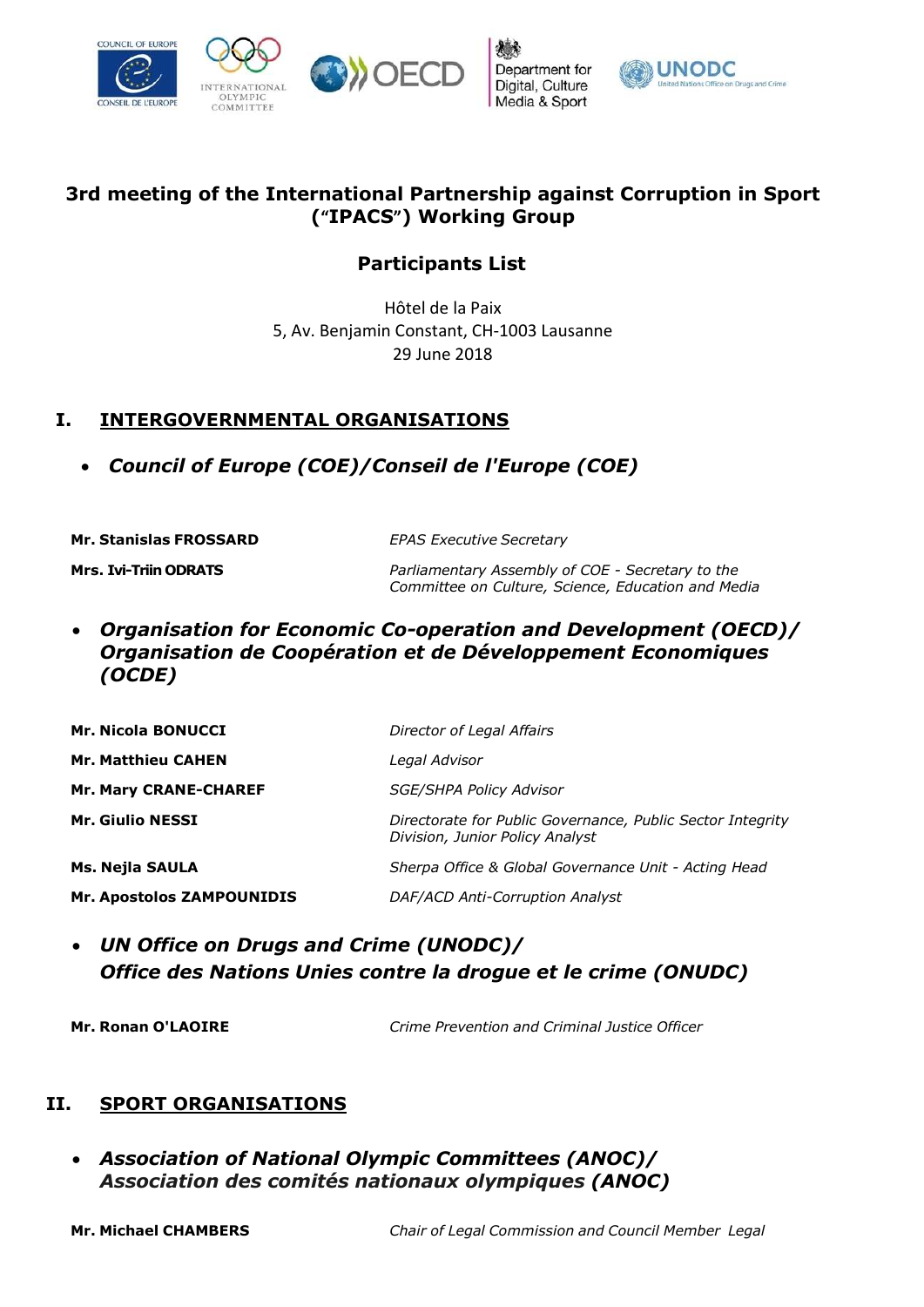# 3rd meeting of the International Partnership against Corruption in Sport ("IPACS") Working Group

## Participants List

Hôtel de la Paix
5, Av. Benjamin Constant, CH-1003 Lausanne
29 June 2018

## I. INTERGOVERNMENTAL ORGANISATIONS

- ***Council of Europe (COE)/Conseil de l'Europe (COE)***

| | |
|---|---|
| **Mr. Stanislas FROSSARD** | *EPAS Executive Secretary* |
| **Mrs. Ivi-Triin ODRATS** | *Parliamentary Assembly of COE - Secretary to the Committee on Culture, Science, Education and Media* |

- ***Organisation for Economic Co-operation and Development (OECD)/ Organisation de Coopération et de Développement Economiques (OCDE)***

| | |
|---|---|
| **Mr. Nicola BONUCCI** | *Director of Legal Affairs* |
| **Mr. Matthieu CAHEN** | *Legal Advisor* |
| **Mr. Mary CRANE-CHAREF** | *SGE/SHPA Policy Advisor* |
| **Mr. Giulio NESSI** | *Directorate for Public Governance, Public Sector Integrity Division, Junior Policy Analyst* |
| **Ms. Nejla SAULA** | *Sherpa Office & Global Governance Unit - Acting Head* |
| **Mr. Apostolos ZAMPOUNIDIS** | *DAF/ACD Anti-Corruption Analyst* |

- ***UN Office on Drugs and Crime (UNODC)/ Office des Nations Unies contre la drogue et le crime (ONUDC)***

| | |
|---|---|
| **Mr. Ronan O'LAOIRE** | *Crime Prevention and Criminal Justice Officer* |

## II. SPORT ORGANISATIONS

- ***Association of National Olympic Committees (ANOC)/ Association des comités nationaux olympiques (ANOC)***

| | |
|---|---|
| **Mr. Michael CHAMBERS** | *Chair of Legal Commission and Council Member Legal* |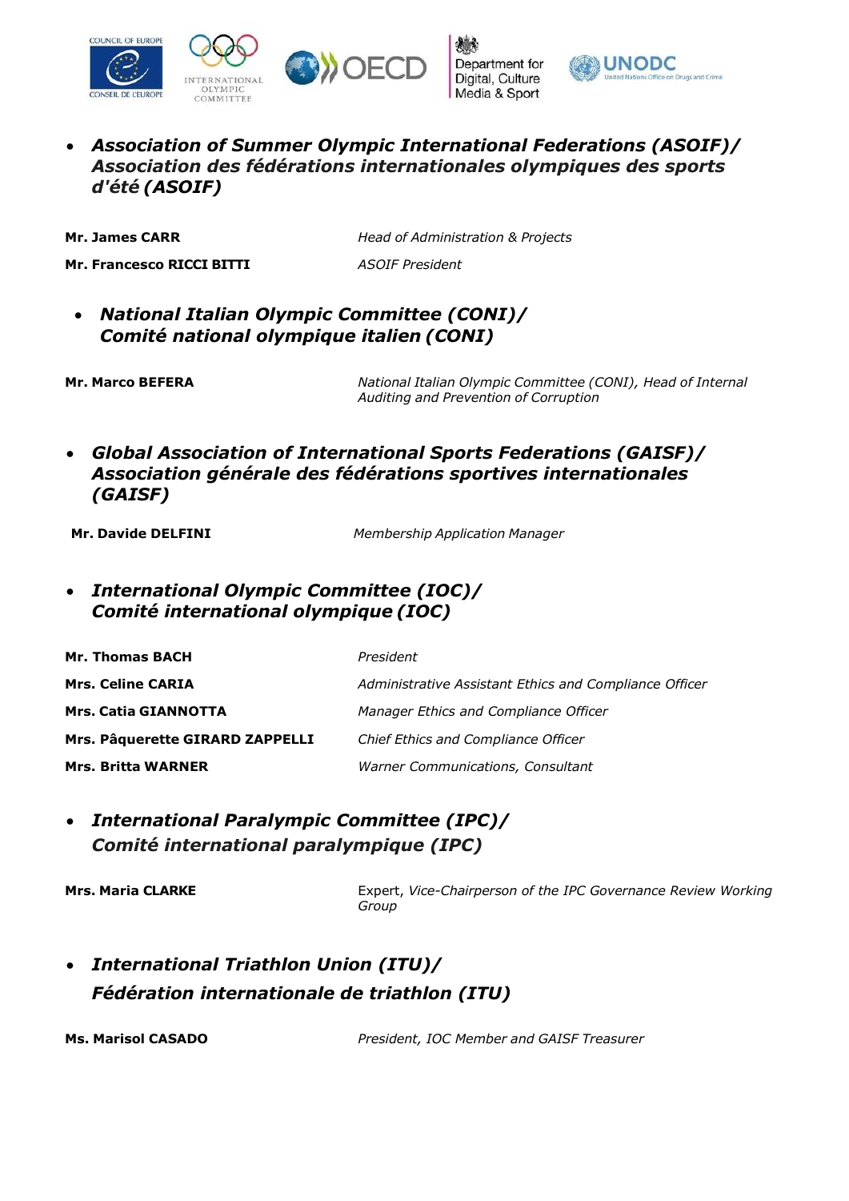- ***Association of Summer Olympic International Federations (ASOIF)/ Association des fédérations internationales olympiques des sports d'été (ASOIF)***

| | |
|---|---|
| **Mr. James CARR** | *Head of Administration & Projects* |
| **Mr. Francesco RICCI BITTI** | *ASOIF President* |

- ***National Italian Olympic Committee (CONI)/ Comité national olympique italien (CONI)***

| | |
|---|---|
| **Mr. Marco BEFERA** | *National Italian Olympic Committee (CONI), Head of Internal Auditing and Prevention of Corruption* |

- ***Global Association of International Sports Federations (GAISF)/ Association générale des fédérations sportives internationales (GAISF)***

| | |
|---|---|
| **Mr. Davide DELFINI** | *Membership Application Manager* |

- ***International Olympic Committee (IOC)/ Comité international olympique (IOC)***

| | |
|---|---|
| **Mr. Thomas BACH** | *President* |
| **Mrs. Celine CARIA** | *Administrative Assistant Ethics and Compliance Officer* |
| **Mrs. Catia GIANNOTTA** | *Manager Ethics and Compliance Officer* |
| **Mrs. Pâquerette GIRARD ZAPPELLI** | *Chief Ethics and Compliance Officer* |
| **Mrs. Britta WARNER** | *Warner Communications, Consultant* |

- ***International Paralympic Committee (IPC)/ Comité international paralympique (IPC)***

| | |
|---|---|
| **Mrs. Maria CLARKE** | Expert, *Vice-Chairperson of the IPC Governance Review Working Group* |

- ***International Triathlon Union (ITU)/ Fédération internationale de triathlon (ITU)***

| | |
|---|---|
| **Ms. Marisol CASADO** | *President, IOC Member and GAISF Treasurer* |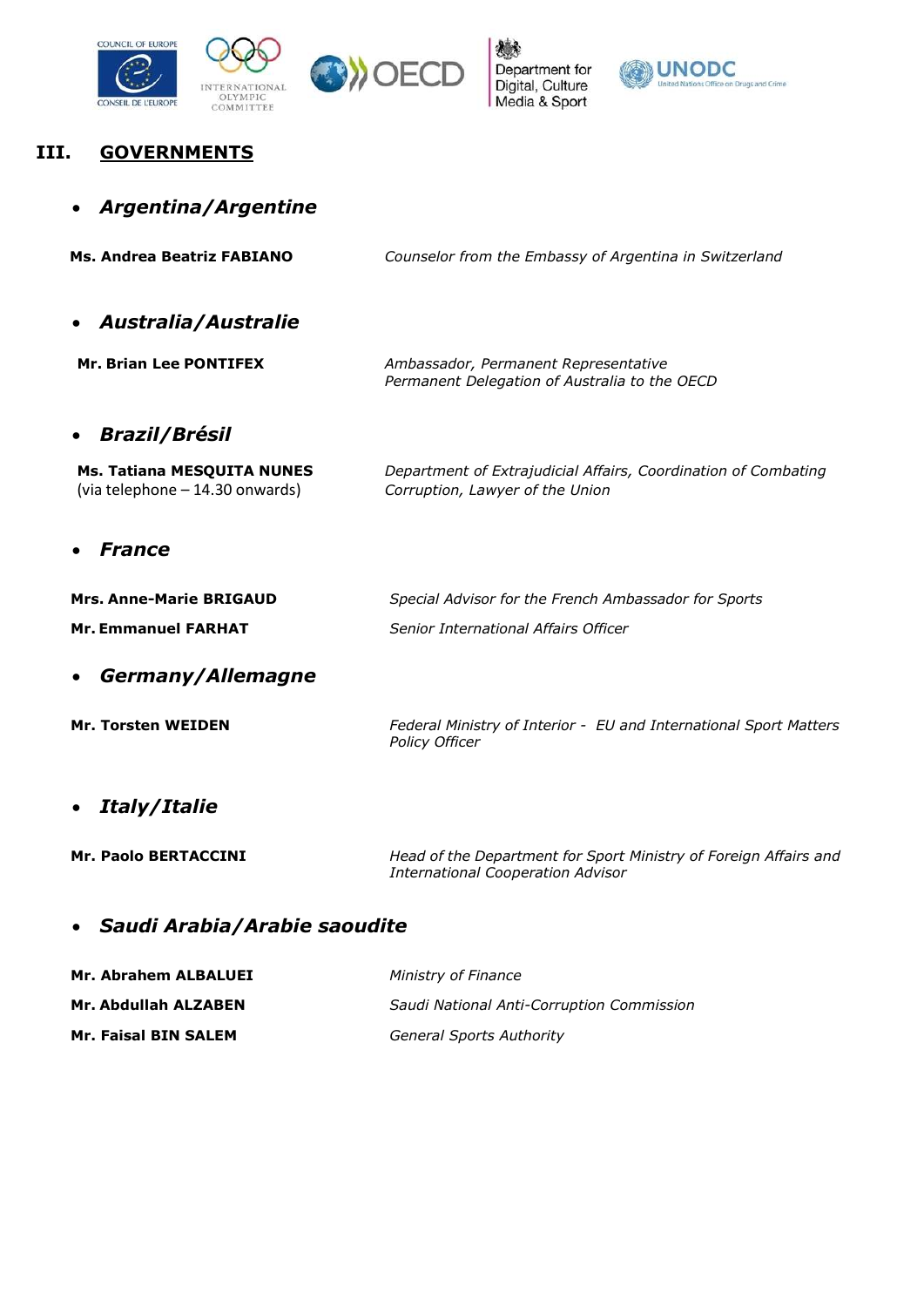## III. GOVERNMENTS

- ***Argentina/Argentine***

**Ms. Andrea Beatriz FABIANO** — *Counselor from the Embassy of Argentina in Switzerland*

- ***Australia/Australie***

**Mr. Brian Lee PONTIFEX** — *Ambassador, Permanent Representative*
*Permanent Delegation of Australia to the OECD*

- ***Brazil/Brésil***

**Ms. Tatiana MESQUITA NUNES** (via telephone – 14.30 onwards) — *Department of Extrajudicial Affairs, Coordination of Combating Corruption, Lawyer of the Union*

- ***France***

**Mrs. Anne-Marie BRIGAUD** — *Special Advisor for the French Ambassador for Sports*

**Mr. Emmanuel FARHAT** — *Senior International Affairs Officer*

- ***Germany/Allemagne***

**Mr. Torsten WEIDEN** — *Federal Ministry of Interior - EU and International Sport Matters Policy Officer*

- ***Italy/Italie***

**Mr. Paolo BERTACCINI** — *Head of the Department for Sport Ministry of Foreign Affairs and International Cooperation Advisor*

- ***Saudi Arabia/Arabie saoudite***

**Mr. Abrahem ALBALUEI** — *Ministry of Finance*

**Mr. Abdullah ALZABEN** — *Saudi National Anti-Corruption Commission*

**Mr. Faisal BIN SALEM** — *General Sports Authority*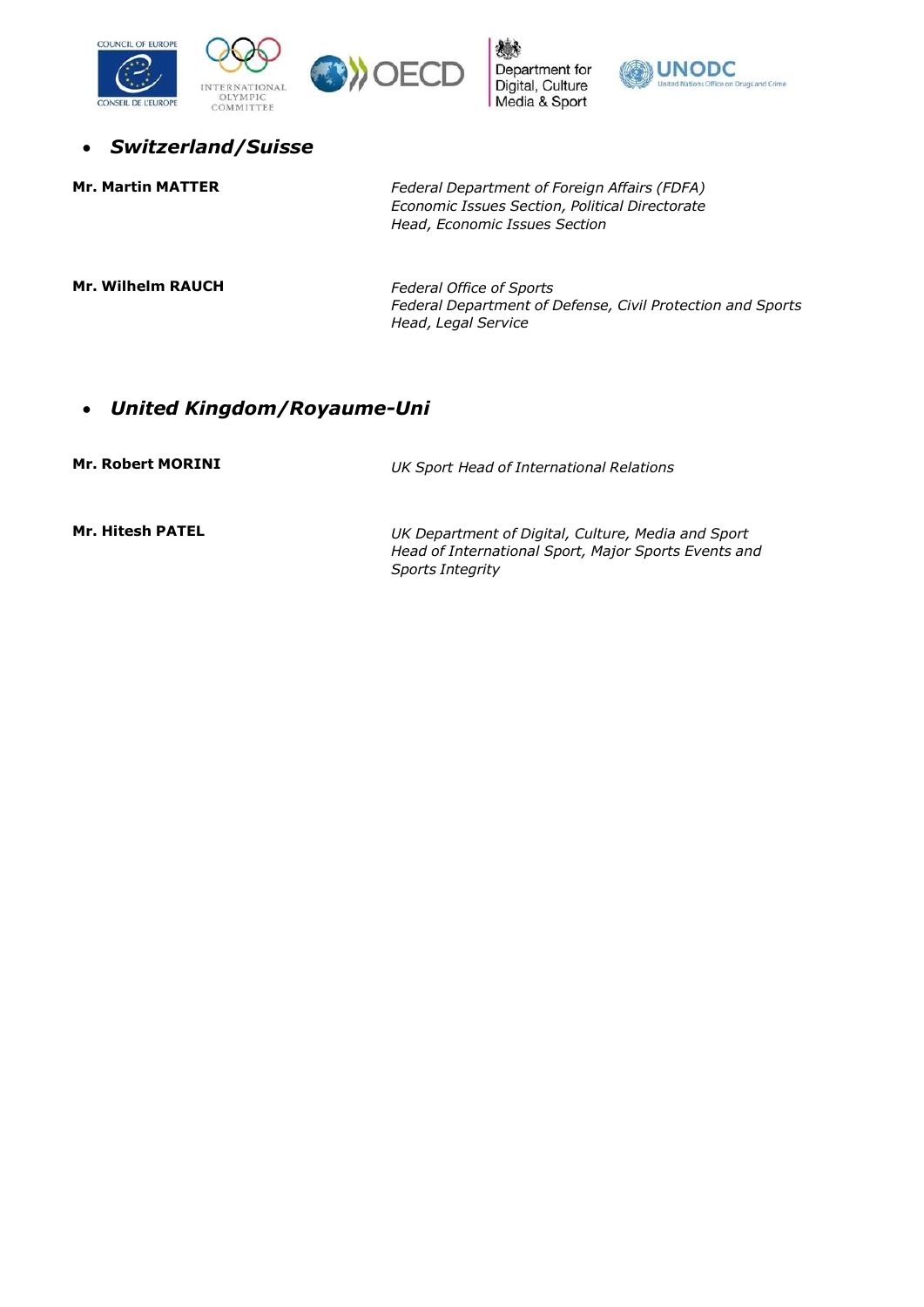- ***Switzerland/Suisse***

| | |
|---|---|
| **Mr. Martin MATTER** | *Federal Department of Foreign Affairs (FDFA)*<br>*Economic Issues Section, Political Directorate*<br>*Head, Economic Issues Section* |
| **Mr. Wilhelm RAUCH** | *Federal Office of Sports*<br>*Federal Department of Defense, Civil Protection and Sports*<br>*Head, Legal Service* |

- ***United Kingdom/Royaume-Uni***

| | |
|---|---|
| **Mr. Robert MORINI** | *UK Sport Head of International Relations* |
| **Mr. Hitesh PATEL** | *UK Department of Digital, Culture, Media and Sport*<br>*Head of International Sport, Major Sports Events and Sports Integrity* |